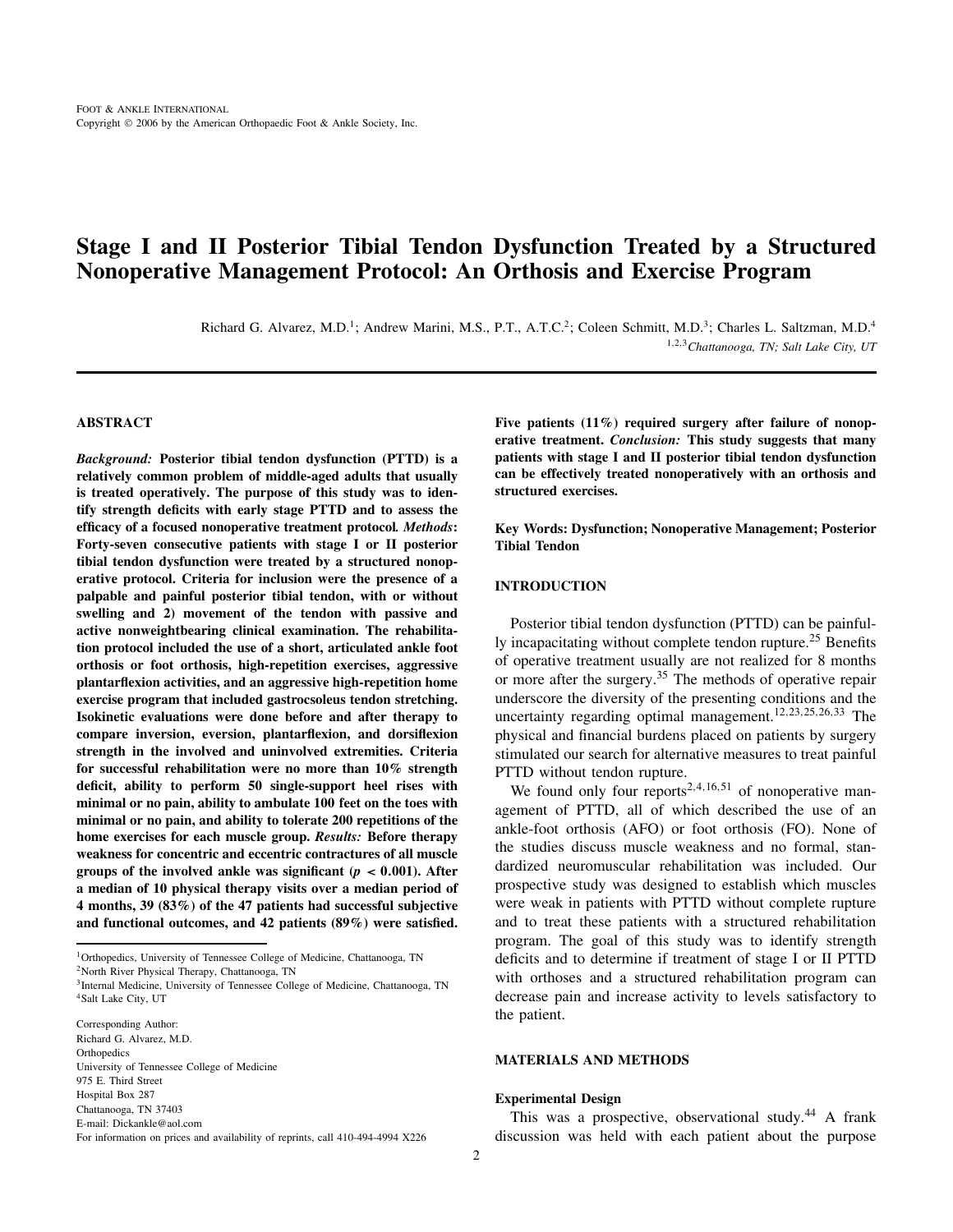# Stage I and II Posterior Tibial Tendon Dysfunction Treated by a Structured Nonoperative Management Protocol: An Orthosis and Exercise Program

Richard G. Alvarez, M.D.[1]; Andrew Marini, M.S., P.T., A.T.C.[2]; Coleen Schmitt, M.D.[3]; Charles L. Saltzman, M.D.[4]

[1,2,3]*Chattanooga, TN; Salt Lake City, UT*

## ABSTRACT

***Background:*** **Posterior tibial tendon dysfunction (PTTD) is a relatively common problem of middle-aged adults that usually is treated operatively. The purpose of this study was to identify strength deficits with early stage PTTD and to assess the efficacy of a focused nonoperative treatment protocol.** ***Methods*****: Forty-seven consecutive patients with stage I or II posterior tibial tendon dysfunction were treated by a structured nonoperative protocol. Criteria for inclusion were the presence of a palpable and painful posterior tibial tendon, with or without swelling and 2) movement of the tendon with passive and active nonweightbearing clinical examination. The rehabilitation protocol included the use of a short, articulated ankle foot orthosis or foot orthosis, high-repetition exercises, aggressive plantarflexion activities, and an aggressive high-repetition home exercise program that included gastrocsoleus tendon stretching. Isokinetic evaluations were done before and after therapy to compare inversion, eversion, plantarflexion, and dorsiflexion strength in the involved and uninvolved extremities. Criteria for successful rehabilitation were no more than 10% strength deficit, ability to perform 50 single-support heel rises with minimal or no pain, ability to ambulate 100 feet on the toes with minimal or no pain, and ability to tolerate 200 repetitions of the home exercises for each muscle group.** ***Results:*** **Before therapy weakness for concentric and eccentric contractures of all muscle groups of the involved ankle was significant ($p < 0.001$). After a median of 10 physical therapy visits over a median period of 4 months, 39 (83%) of the 47 patients had successful subjective and functional outcomes, and 42 patients (89%) were satisfied. Five patients (11%) required surgery after failure of nonoperative treatment.** ***Conclusion:*** **This study suggests that many patients with stage I and II posterior tibial tendon dysfunction can be effectively treated nonoperatively with an orthosis and structured exercises.**

**Key Words: Dysfunction; Nonoperative Management; Posterior Tibial Tendon**

[1]Orthopedics, University of Tennessee College of Medicine, Chattanooga, TN
[2]North River Physical Therapy, Chattanooga, TN
[3]Internal Medicine, University of Tennessee College of Medicine, Chattanooga, TN
[4]Salt Lake City, UT

Corresponding Author:
Richard G. Alvarez, M.D.
Orthopedics
University of Tennessee College of Medicine
975 E. Third Street
Hospital Box 287
Chattanooga, TN 37403
E-mail: Dickankle@aol.com
For information on prices and availability of reprints, call 410-494-4994 X226

## INTRODUCTION

Posterior tibial tendon dysfunction (PTTD) can be painfully incapacitating without complete tendon rupture.[25] Benefits of operative treatment usually are not realized for 8 months or more after the surgery.[35] The methods of operative repair underscore the diversity of the presenting conditions and the uncertainty regarding optimal management.[12,23,25,26,33] The physical and financial burdens placed on patients by surgery stimulated our search for alternative measures to treat painful PTTD without tendon rupture.

We found only four reports[2,4,16,51] of nonoperative management of PTTD, all of which described the use of an ankle-foot orthosis (AFO) or foot orthosis (FO). None of the studies discuss muscle weakness and no formal, standardized neuromuscular rehabilitation was included. Our prospective study was designed to establish which muscles were weak in patients with PTTD without complete rupture and to treat these patients with a structured rehabilitation program. The goal of this study was to identify strength deficits and to determine if treatment of stage I or II PTTD with orthoses and a structured rehabilitation program can decrease pain and increase activity to levels satisfactory to the patient.

## MATERIALS AND METHODS

### Experimental Design

This was a prospective, observational study.[44] A frank discussion was held with each patient about the purpose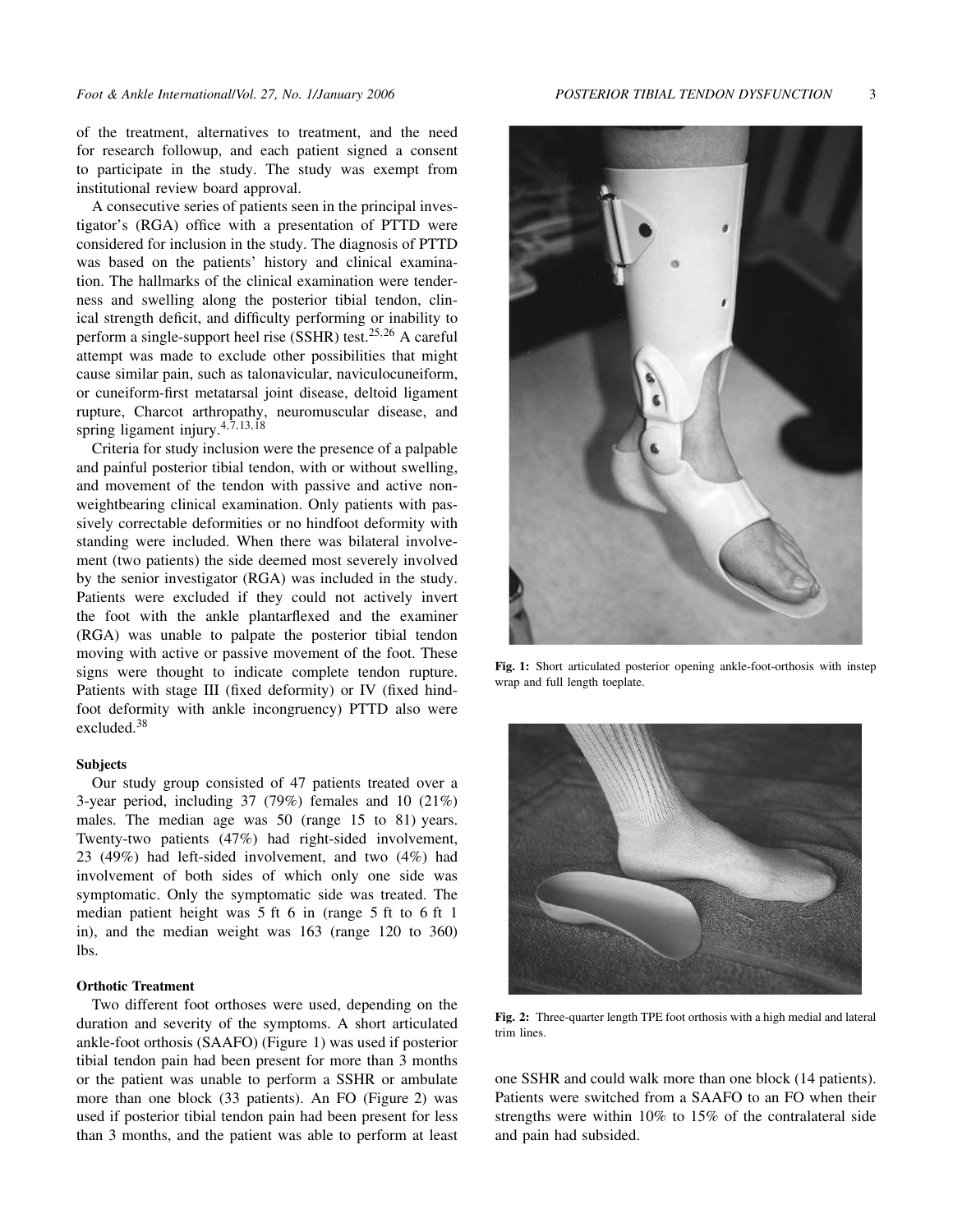of the treatment, alternatives to treatment, and the need for research followup, and each patient signed a consent to participate in the study. The study was exempt from institutional review board approval.

A consecutive series of patients seen in the principal investigator's (RGA) office with a presentation of PTTD were considered for inclusion in the study. The diagnosis of PTTD was based on the patients' history and clinical examination. The hallmarks of the clinical examination were tenderness and swelling along the posterior tibial tendon, clinical strength deficit, and difficulty performing or inability to perform a single-support heel rise (SSHR) test.[25,26] A careful attempt was made to exclude other possibilities that might cause similar pain, such as talonavicular, naviculocuneiform, or cuneiform-first metatarsal joint disease, deltoid ligament rupture, Charcot arthropathy, neuromuscular disease, and spring ligament injury.[4,7,13,18]

Criteria for study inclusion were the presence of a palpable and painful posterior tibial tendon, with or without swelling, and movement of the tendon with passive and active nonweightbearing clinical examination. Only patients with passively correctable deformities or no hindfoot deformity with standing were included. When there was bilateral involvement (two patients) the side deemed most severely involved by the senior investigator (RGA) was included in the study. Patients were excluded if they could not actively invert the foot with the ankle plantarflexed and the examiner (RGA) was unable to palpate the posterior tibial tendon moving with active or passive movement of the foot. These signs were thought to indicate complete tendon rupture. Patients with stage III (fixed deformity) or IV (fixed hindfoot deformity with ankle incongruency) PTTD also were excluded.[38]

### Subjects

Our study group consisted of 47 patients treated over a 3-year period, including 37 (79%) females and 10 (21%) males. The median age was 50 (range 15 to 81) years. Twenty-two patients (47%) had right-sided involvement, 23 (49%) had left-sided involvement, and two (4%) had involvement of both sides of which only one side was symptomatic. Only the symptomatic side was treated. The median patient height was 5 ft 6 in (range 5 ft to 6 ft 1 in), and the median weight was 163 (range 120 to 360) lbs.

### Orthotic Treatment

Two different foot orthoses were used, depending on the duration and severity of the symptoms. A short articulated ankle-foot orthosis (SAAFO) (Figure 1) was used if posterior tibial tendon pain had been present for more than 3 months or the patient was unable to perform a SSHR or ambulate more than one block (33 patients). An FO (Figure 2) was used if posterior tibial tendon pain had been present for less than 3 months, and the patient was able to perform at least one SSHR and could walk more than one block (14 patients). Patients were switched from a SAAFO to an FO when their strengths were within 10% to 15% of the contralateral side and pain had subsided.

**Fig. 1:** Short articulated posterior opening ankle-foot-orthosis with instep wrap and full length toeplate.

**Fig. 2:** Three-quarter length TPE foot orthosis with a high medial and lateral trim lines.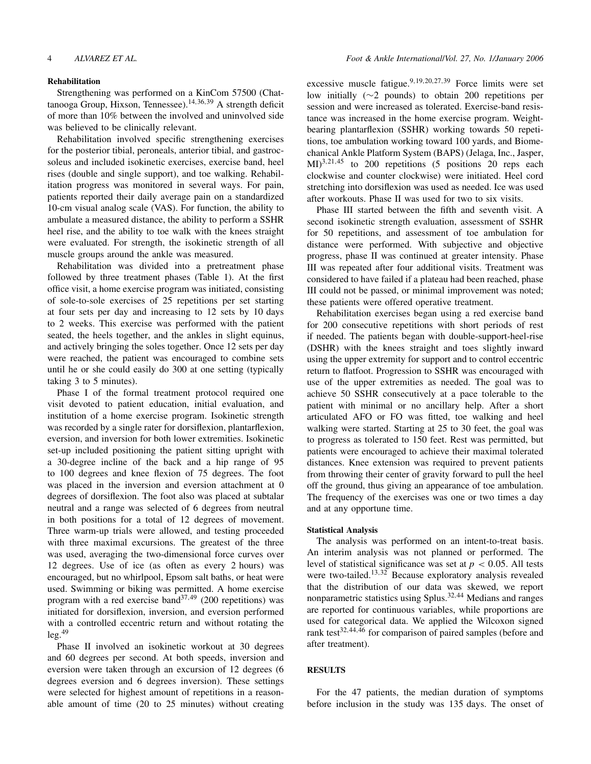### Rehabilitation

Strengthening was performed on a KinCom 57500 (Chattanooga Group, Hixson, Tennessee).[14,36,39] A strength deficit of more than 10% between the involved and uninvolved side was believed to be clinically relevant.

Rehabilitation involved specific strengthening exercises for the posterior tibial, peroneals, anterior tibial, and gastrocsoleus and included isokinetic exercises, exercise band, heel rises (double and single support), and toe walking. Rehabilitation progress was monitored in several ways. For pain, patients reported their daily average pain on a standardized 10-cm visual analog scale (VAS). For function, the ability to ambulate a measured distance, the ability to perform a SSHR heel rise, and the ability to toe walk with the knees straight were evaluated. For strength, the isokinetic strength of all muscle groups around the ankle was measured.

Rehabilitation was divided into a pretreatment phase followed by three treatment phases (Table 1). At the first office visit, a home exercise program was initiated, consisting of sole-to-sole exercises of 25 repetitions per set starting at four sets per day and increasing to 12 sets by 10 days to 2 weeks. This exercise was performed with the patient seated, the heels together, and the ankles in slight equinus, and actively bringing the soles together. Once 12 sets per day were reached, the patient was encouraged to combine sets until he or she could easily do 300 at one setting (typically taking 3 to 5 minutes).

Phase I of the formal treatment protocol required one visit devoted to patient education, initial evaluation, and institution of a home exercise program. Isokinetic strength was recorded by a single rater for dorsiflexion, plantarflexion, eversion, and inversion for both lower extremities. Isokinetic set-up included positioning the patient sitting upright with a 30-degree incline of the back and a hip range of 95 to 100 degrees and knee flexion of 75 degrees. The foot was placed in the inversion and eversion attachment at 0 degrees of dorsiflexion. The foot also was placed at subtalar neutral and a range was selected of 6 degrees from neutral in both positions for a total of 12 degrees of movement. Three warm-up trials were allowed, and testing proceeded with three maximal excursions. The greatest of the three was used, averaging the two-dimensional force curves over 12 degrees. Use of ice (as often as every 2 hours) was encouraged, but no whirlpool, Epsom salt baths, or heat were used. Swimming or biking was permitted. A home exercise program with a red exercise band[37,49] (200 repetitions) was initiated for dorsiflexion, inversion, and eversion performed with a controlled eccentric return and without rotating the leg.[49]

Phase II involved an isokinetic workout at 30 degrees and 60 degrees per second. At both speeds, inversion and eversion were taken through an excursion of 12 degrees (6 degrees eversion and 6 degrees inversion). These settings were selected for highest amount of repetitions in a reasonable amount of time (20 to 25 minutes) without creating excessive muscle fatigue.[9,19,20,27,39] Force limits were set low initially (~2 pounds) to obtain 200 repetitions per session and were increased as tolerated. Exercise-band resistance was increased in the home exercise program. Weight-bearing plantarflexion (SSHR) working towards 50 repetitions, toe ambulation working toward 100 yards, and Biomechanical Ankle Platform System (BAPS) (Jelaga, Inc., Jasper, MI)[3,21,45] to 200 repetitions (5 positions 20 reps each clockwise and counter clockwise) were initiated. Heel cord stretching into dorsiflexion was used as needed. Ice was used after workouts. Phase II was used for two to six visits.

Phase III started between the fifth and seventh visit. A second isokinetic strength evaluation, assessment of SSHR for 50 repetitions, and assessment of toe ambulation for distance were performed. With subjective and objective progress, phase II was continued at greater intensity. Phase III was repeated after four additional visits. Treatment was considered to have failed if a plateau had been reached, phase III could not be passed, or minimal improvement was noted; these patients were offered operative treatment.

Rehabilitation exercises began using a red exercise band for 200 consecutive repetitions with short periods of rest if needed. The patients began with double-support-heel-rise (DSHR) with the knees straight and toes slightly inward using the upper extremity for support and to control eccentric return to flatfoot. Progression to SSHR was encouraged with use of the upper extremities as needed. The goal was to achieve 50 SSHR consecutively at a pace tolerable to the patient with minimal or no ancillary help. After a short articulated AFO or FO was fitted, toe walking and heel walking were started. Starting at 25 to 30 feet, the goal was to progress as tolerated to 150 feet. Rest was permitted, but patients were encouraged to achieve their maximal tolerated distances. Knee extension was required to prevent patients from throwing their center of gravity forward to pull the heel off the ground, thus giving an appearance of toe ambulation. The frequency of the exercises was one or two times a day and at any opportune time.

### Statistical Analysis

The analysis was performed on an intent-to-treat basis. An interim analysis was not planned or performed. The level of statistical significance was set at $p < 0.05$. All tests were two-tailed.[13,32] Because exploratory analysis revealed that the distribution of our data was skewed, we report nonparametric statistics using Splus.[32,44] Medians and ranges are reported for continuous variables, while proportions are used for categorical data. We applied the Wilcoxon signed rank test[32,44,46] for comparison of paired samples (before and after treatment).

## RESULTS

For the 47 patients, the median duration of symptoms before inclusion in the study was 135 days. The onset of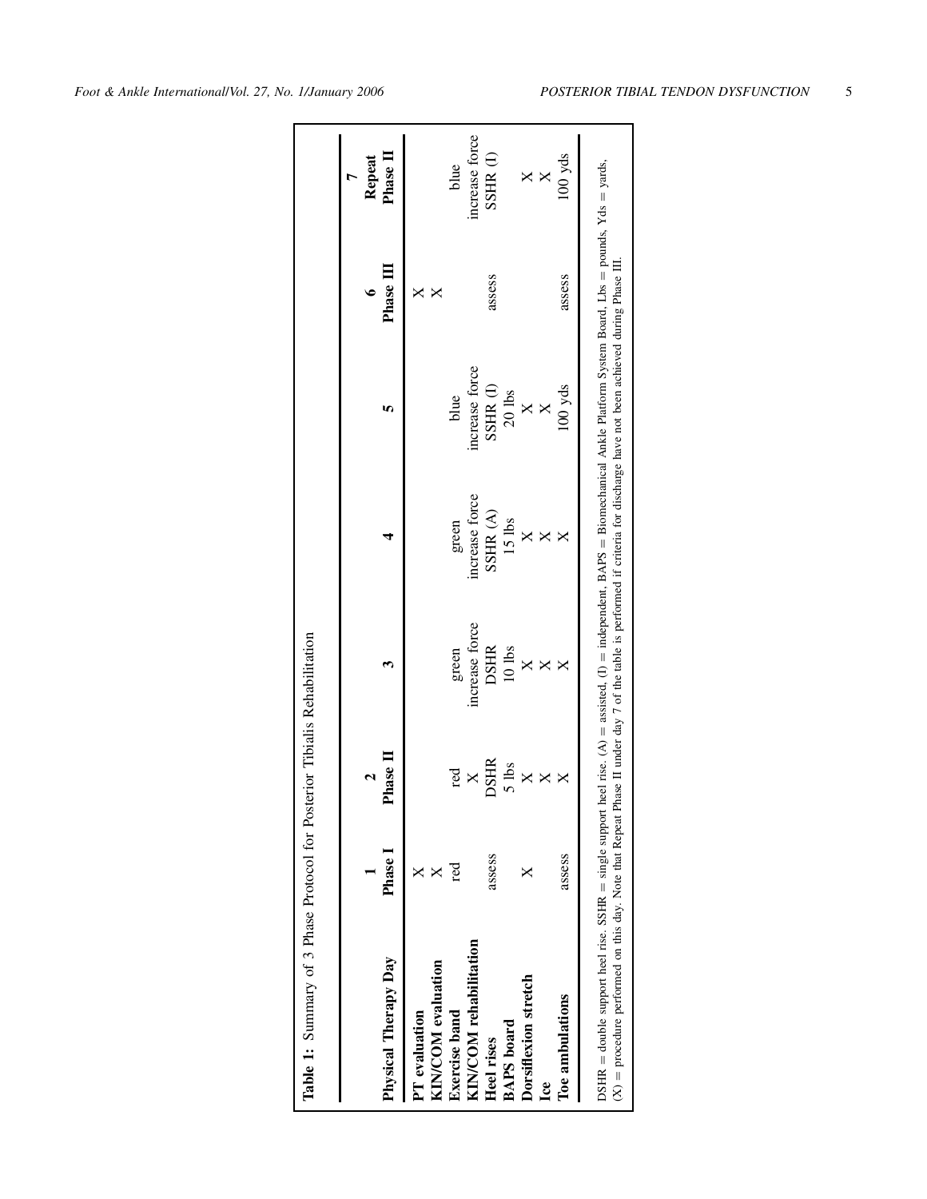**Table 1:** Summary of 3 Phase Protocol for Posterior Tibialis Rehabilitation

| Physical Therapy Day | 1 Phase I | 2 Phase II | 3 | 4 | 5 | 6 Phase III | 7 Repeat Phase II |
|---|---|---|---|---|---|---|---|
| PT evaluation | X | | | | | X | |
| KIN/COM evaluation | X | | | | | X | |
| Exercise band | red | red | green | green | blue | | blue |
| KIN/COM rehabilitation | | X | increase force | increase force | increase force | | increase force |
| Heel rises | assess | DSHR | DSHR | SSHR (A) | SSHR (I) | assess | SSHR (I) |
| BAPS board | | 5 lbs | 10 lbs | 15 lbs | 20 lbs | | |
| Dorsiflexion stretch | X | X | X | X | X | | X |
| Ice | | X | X | X | X | | X |
| Toe ambulations | assess | X | X | X | 100 yds | assess | 100 yds |

DSHR = double support heel rise. SSHR = single support heel rise. (A) = assisted, (I) = independent, BAPS = Biomechanical Ankle Platform System Board, Lbs = pounds, Yds = yards, (X) = procedure performed on this day. Note that Repeat Phase II under day 7 of the table is performed if criteria for discharge have not been achieved during Phase III.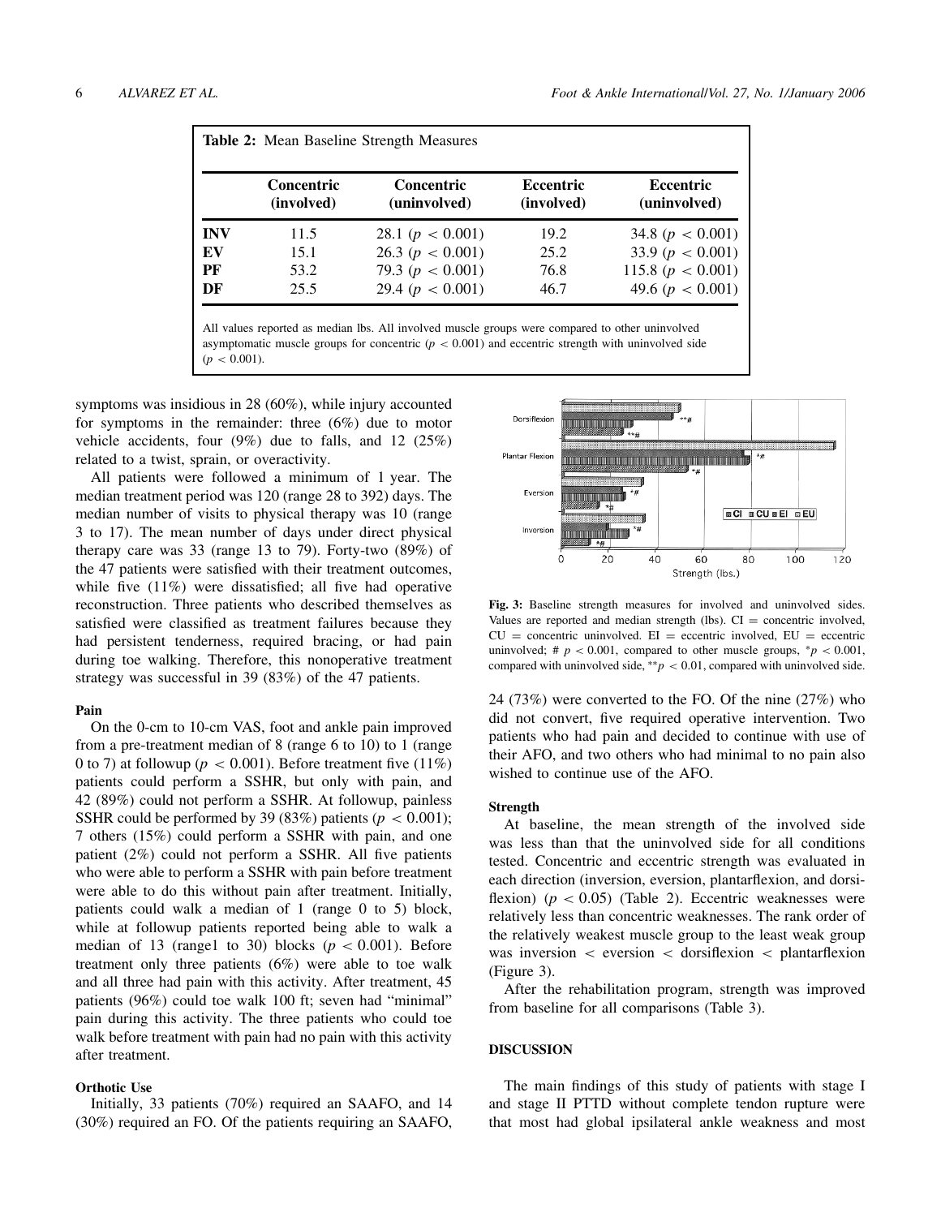**Table 2:** Mean Baseline Strength Measures

| | Concentric (involved) | Concentric (uninvolved) | Eccentric (involved) | Eccentric (uninvolved) |
|---|---|---|---|---|
| **INV** | 11.5 | 28.1 ($p < 0.001$) | 19.2 | 34.8 ($p < 0.001$) |
| **EV** | 15.1 | 26.3 ($p < 0.001$) | 25.2 | 33.9 ($p < 0.001$) |
| **PF** | 53.2 | 79.3 ($p < 0.001$) | 76.8 | 115.8 ($p < 0.001$) |
| **DF** | 25.5 | 29.4 ($p < 0.001$) | 46.7 | 49.6 ($p < 0.001$) |

All values reported as median lbs. All involved muscle groups were compared to other uninvolved asymptomatic muscle groups for concentric ($p < 0.001$) and eccentric strength with uninvolved side ($p < 0.001$).

symptoms was insidious in 28 (60%), while injury accounted for symptoms in the remainder: three (6%) due to motor vehicle accidents, four (9%) due to falls, and 12 (25%) related to a twist, sprain, or overactivity.

All patients were followed a minimum of 1 year. The median treatment period was 120 (range 28 to 392) days. The median number of visits to physical therapy was 10 (range 3 to 17). The mean number of days under direct physical therapy care was 33 (range 13 to 79). Forty-two (89%) of the 47 patients were satisfied with their treatment outcomes, while five (11%) were dissatisfied; all five had operative reconstruction. Three patients who described themselves as satisfied were classified as treatment failures because they had persistent tenderness, required bracing, or had pain during toe walking. Therefore, this nonoperative treatment strategy was successful in 39 (83%) of the 47 patients.

#### Pain

On the 0-cm to 10-cm VAS, foot and ankle pain improved from a pre-treatment median of 8 (range 6 to 10) to 1 (range 0 to 7) at followup ($p < 0.001$). Before treatment five (11%) patients could perform a SSHR, but only with pain, and 42 (89%) could not perform a SSHR. At followup, painless SSHR could be performed by 39 (83%) patients ($p < 0.001$); 7 others (15%) could perform a SSHR with pain, and one patient (2%) could not perform a SSHR. All five patients who were able to perform a SSHR with pain before treatment were able to do this without pain after treatment. Initially, patients could walk a median of 1 (range 0 to 5) block, while at followup patients reported being able to walk a median of 13 (range1 to 30) blocks ($p < 0.001$). Before treatment only three patients (6%) were able to toe walk and all three had pain with this activity. After treatment, 45 patients (96%) could toe walk 100 ft; seven had "minimal" pain during this activity. The three patients who could toe walk before treatment with pain had no pain with this activity after treatment.

#### Orthotic Use

Initially, 33 patients (70%) required an SAAFO, and 14 (30%) required an FO. Of the patients requiring an SAAFO, 24 (73%) were converted to the FO. Of the nine (27%) who did not convert, five required operative intervention. Two patients who had pain and decided to continue with use of their AFO, and two others who had minimal to no pain also wished to continue use of the AFO.

**Fig. 3:** Baseline strength measures for involved and uninvolved sides. Values are reported and median strength (lbs). CI = concentric involved, CU = concentric uninvolved. EI = eccentric involved, EU = eccentric uninvolved; # $p < 0.001$, compared to other muscle groups, \*$p < 0.001$, compared with uninvolved side, \*\*$p < 0.01$, compared with uninvolved side.

#### Strength

At baseline, the mean strength of the involved side was less than that the uninvolved side for all conditions tested. Concentric and eccentric strength was evaluated in each direction (inversion, eversion, plantarflexion, and dorsiflexion) ($p < 0.05$) (Table 2). Eccentric weaknesses were relatively less than concentric weaknesses. The rank order of the relatively weakest muscle group to the least weak group was inversion < eversion < dorsiflexion < plantarflexion (Figure 3).

After the rehabilitation program, strength was improved from baseline for all comparisons (Table 3).

## DISCUSSION

The main findings of this study of patients with stage I and stage II PTTD without complete tendon rupture were that most had global ipsilateral ankle weakness and most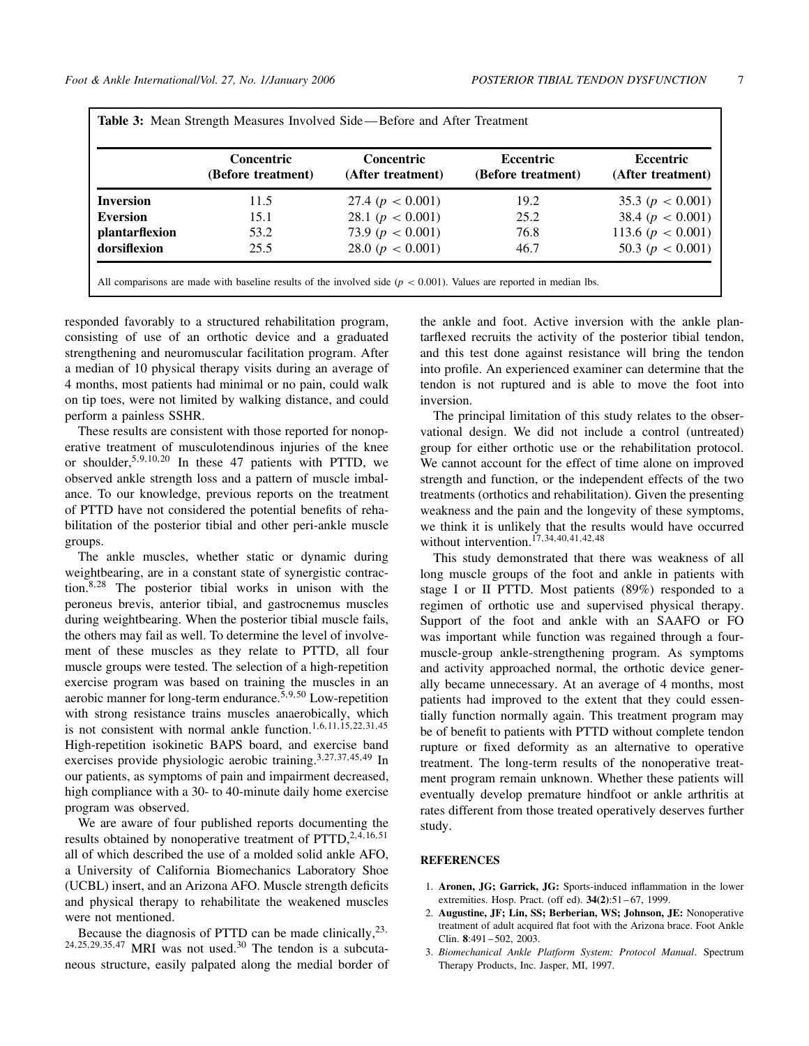**Table 3:** Mean Strength Measures Involved Side—Before and After Treatment

| | Concentric (Before treatment) | Concentric (After treatment) | Eccentric (Before treatment) | Eccentric (After treatment) |
|---|---|---|---|---|
| **Inversion** | 11.5 | 27.4 ($p < 0.001$) | 19.2 | 35.3 ($p < 0.001$) |
| **Eversion** | 15.1 | 28.1 ($p < 0.001$) | 25.2 | 38.4 ($p < 0.001$) |
| **plantarflexion** | 53.2 | 73.9 ($p < 0.001$) | 76.8 | 113.6 ($p < 0.001$) |
| **dorsiflexion** | 25.5 | 28.0 ($p < 0.001$) | 46.7 | 50.3 ($p < 0.001$) |

All comparisons are made with baseline results of the involved side ($p < 0.001$). Values are reported in median lbs.

responded favorably to a structured rehabilitation program, consisting of use of an orthotic device and a graduated strengthening and neuromuscular facilitation program. After a median of 10 physical therapy visits during an average of 4 months, most patients had minimal or no pain, could walk on tip toes, were not limited by walking distance, and could perform a painless SSHR.

These results are consistent with those reported for nonoperative treatment of musculotendinous injuries of the knee or shoulder.[5,9,10,20] In these 47 patients with PTTD, we observed ankle strength loss and a pattern of muscle imbalance. To our knowledge, previous reports on the treatment of PTTD have not considered the potential benefits of rehabilitation of the posterior tibial and other peri-ankle muscle groups.

The ankle muscles, whether static or dynamic during weightbearing, are in a constant state of synergistic contraction.[8,28] The posterior tibial works in unison with the peroneus brevis, anterior tibial, and gastrocnemus muscles during weightbearing. When the posterior tibial muscle fails, the others may fail as well. To determine the level of involvement of these muscles as they relate to PTTD, all four muscle groups were tested. The selection of a high-repetition exercise program was based on training the muscles in an aerobic manner for long-term endurance.[5,9,50] Low-repetition with strong resistance trains muscles anaerobically, which is not consistent with normal ankle function.[1,6,11,15,22,31,45] High-repetition isokinetic BAPS board, and exercise band exercises provide physiologic aerobic training.[3,27,37,45,49] In our patients, as symptoms of pain and impairment decreased, high compliance with a 30- to 40-minute daily home exercise program was observed.

We are aware of four published reports documenting the results obtained by nonoperative treatment of PTTD,[2,4,16,51] all of which described the use of a molded solid ankle AFO, a University of California Biomechanics Laboratory Shoe (UCBL) insert, and an Arizona AFO. Muscle strength deficits and physical therapy to rehabilitate the weakened muscles were not mentioned.

Because the diagnosis of PTTD can be made clinically,[23,24,25,29,35,47] MRI was not used.[30] The tendon is a subcutaneous structure, easily palpated along the medial border of the ankle and foot. Active inversion with the ankle plantarflexed recruits the activity of the posterior tibial tendon, and this test done against resistance will bring the tendon into profile. An experienced examiner can determine that the tendon is not ruptured and is able to move the foot into inversion.

The principal limitation of this study relates to the observational design. We did not include a control (untreated) group for either orthotic use or the rehabilitation protocol. We cannot account for the effect of time alone on improved strength and function, or the independent effects of the two treatments (orthotics and rehabilitation). Given the presenting weakness and the pain and the longevity of these symptoms, we think it is unlikely that the results would have occurred without intervention.[17,34,40,41,42,48]

This study demonstrated that there was weakness of all long muscle groups of the foot and ankle in patients with stage I or II PTTD. Most patients (89%) responded to a regimen of orthotic use and supervised physical therapy. Support of the foot and ankle with an SAAFO or FO was important while function was regained through a four-muscle-group ankle-strengthening program. As symptoms and activity approached normal, the orthotic device generally became unnecessary. At an average of 4 months, most patients had improved to the extent that they could essentially function normally again. This treatment program may be of benefit to patients with PTTD without complete tendon rupture or fixed deformity as an alternative to operative treatment. The long-term results of the nonoperative treatment program remain unknown. Whether these patients will eventually develop premature hindfoot or ankle arthritis at rates different from those treated operatively deserves further study.

## REFERENCES

1. **Aronen, JG; Garrick, JG:** Sports-induced inflammation in the lower extremities. Hosp. Pract. (off ed). **34(2)**:51–67, 1999.
2. **Augustine, JF; Lin, SS; Berberian, WS; Johnson, JE:** Nonoperative treatment of adult acquired flat foot with the Arizona brace. Foot Ankle Clin. **8**:491–502, 2003.
3. *Biomechanical Ankle Platform System: Protocol Manual*. Spectrum Therapy Products, Inc. Jasper, MI, 1997.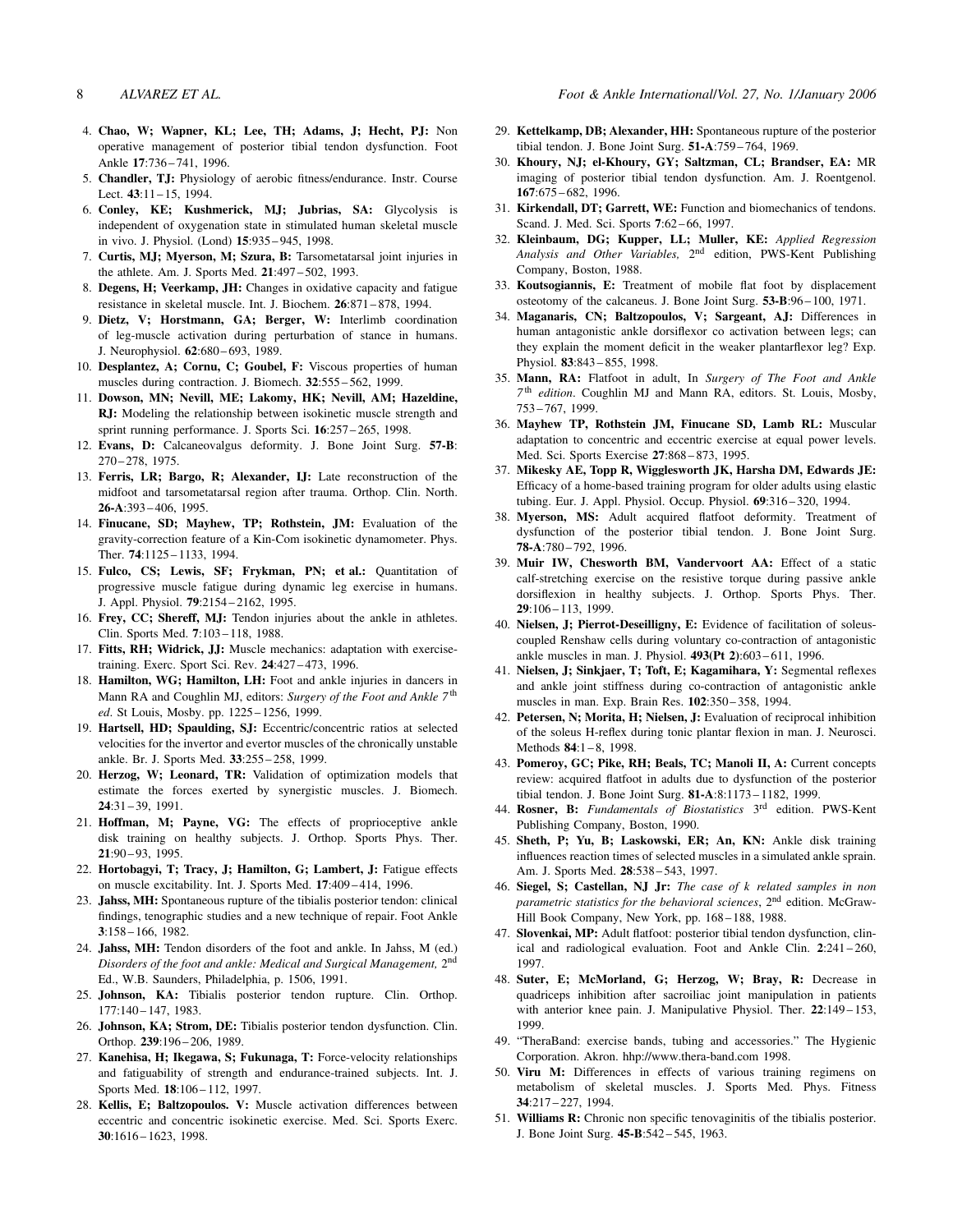4. **Chao, W; Wapner, KL; Lee, TH; Adams, J; Hecht, PJ:** Non operative management of posterior tibial tendon dysfunction. Foot Ankle **17**:736 – 741, 1996.
5. **Chandler, TJ:** Physiology of aerobic fitness/endurance. Instr. Course Lect. **43**:11 – 15, 1994.
6. **Conley, KE; Kushmerick, MJ; Jubrias, SA:** Glycolysis is independent of oxygenation state in stimulated human skeletal muscle in vivo. J. Physiol. (Lond) **15**:935 – 945, 1998.
7. **Curtis, MJ; Myerson, M; Szura, B:** Tarsometatarsal joint injuries in the athlete. Am. J. Sports Med. **21**:497 – 502, 1993.
8. **Degens, H; Veerkamp, JH:** Changes in oxidative capacity and fatigue resistance in skeletal muscle. Int. J. Biochem. **26**:871 – 878, 1994.
9. **Dietz, V; Horstmann, GA; Berger, W:** Interlimb coordination of leg-muscle activation during perturbation of stance in humans. J. Neurophysiol. **62**:680 – 693, 1989.
10. **Desplantez, A; Cornu, C; Goubel, F:** Viscous properties of human muscles during contraction. J. Biomech. **32**:555 – 562, 1999.
11. **Dowson, MN; Nevill, ME; Lakomy, HK; Nevill, AM; Hazeldine, RJ:** Modeling the relationship between isokinetic muscle strength and sprint running performance. J. Sports Sci. **16**:257 – 265, 1998.
12. **Evans, D:** Calcaneovalgus deformity. J. Bone Joint Surg. **57-B**: 270 – 278, 1975.
13. **Ferris, LR; Bargo, R; Alexander, IJ:** Late reconstruction of the midfoot and tarsometatarsal region after trauma. Orthop. Clin. North. **26-A**:393 – 406, 1995.
14. **Finucane, SD; Mayhew, TP; Rothstein, JM:** Evaluation of the gravity-correction feature of a Kin-Com isokinetic dynamometer. Phys. Ther. **74**:1125 – 1133, 1994.
15. **Fulco, CS; Lewis, SF; Frykman, PN; et al.:** Quantitation of progressive muscle fatigue during dynamic leg exercise in humans. J. Appl. Physiol. **79**:2154 – 2162, 1995.
16. **Frey, CC; Shereff, MJ:** Tendon injuries about the ankle in athletes. Clin. Sports Med. **7**:103 – 118, 1988.
17. **Fitts, RH; Widrick, JJ:** Muscle mechanics: adaptation with exercise-training. Exerc. Sport Sci. Rev. **24**:427 – 473, 1996.
18. **Hamilton, WG; Hamilton, LH:** Foot and ankle injuries in dancers in Mann RA and Coughlin MJ, editors: *Surgery of the Foot and Ankle 7th ed*. St Louis, Mosby. pp. 1225 – 1256, 1999.
19. **Hartsell, HD; Spaulding, SJ:** Eccentric/concentric ratios at selected velocities for the invertor and evertor muscles of the chronically unstable ankle. Br. J. Sports Med. **33**:255 – 258, 1999.
20. **Herzog, W; Leonard, TR:** Validation of optimization models that estimate the forces exerted by synergistic muscles. J. Biomech. **24**:31 – 39, 1991.
21. **Hoffman, M; Payne, VG:** The effects of proprioceptive ankle disk training on healthy subjects. J. Orthop. Sports Phys. Ther. **21**:90 – 93, 1995.
22. **Hortobagyi, T; Tracy, J; Hamilton, G; Lambert, J:** Fatigue effects on muscle excitability. Int. J. Sports Med. **17**:409 – 414, 1996.
23. **Jahss, MH:** Spontaneous rupture of the tibialis posterior tendon: clinical findings, tenographic studies and a new technique of repair. Foot Ankle **3**:158 – 166, 1982.
24. **Jahss, MH:** Tendon disorders of the foot and ankle. In Jahss, M (ed.) *Disorders of the foot and ankle: Medical and Surgical Management,* 2nd Ed., W.B. Saunders, Philadelphia, p. 1506, 1991.
25. **Johnson, KA:** Tibialis posterior tendon rupture. Clin. Orthop. 177:140 – 147, 1983.
26. **Johnson, KA; Strom, DE:** Tibialis posterior tendon dysfunction. Clin. Orthop. **239**:196 – 206, 1989.
27. **Kanehisa, H; Ikegawa, S; Fukunaga, T:** Force-velocity relationships and fatiguability of strength and endurance-trained subjects. Int. J. Sports Med. **18**:106 – 112, 1997.
28. **Kellis, E; Baltzopoulos. V:** Muscle activation differences between eccentric and concentric isokinetic exercise. Med. Sci. Sports Exerc. **30**:1616 – 1623, 1998.
29. **Kettelkamp, DB; Alexander, HH:** Spontaneous rupture of the posterior tibial tendon. J. Bone Joint Surg. **51-A**:759 – 764, 1969.
30. **Khoury, NJ; el-Khoury, GY; Saltzman, CL; Brandser, EA:** MR imaging of posterior tibial tendon dysfunction. Am. J. Roentgenol. **167**:675 – 682, 1996.
31. **Kirkendall, DT; Garrett, WE:** Function and biomechanics of tendons. Scand. J. Med. Sci. Sports **7**:62 – 66, 1997.
32. **Kleinbaum, DG; Kupper, LL; Muller, KE:** *Applied Regression Analysis and Other Variables,* 2nd edition, PWS-Kent Publishing Company, Boston, 1988.
33. **Koutsogiannis, E:** Treatment of mobile flat foot by displacement osteotomy of the calcaneus. J. Bone Joint Surg. **53-B**:96 – 100, 1971.
34. **Maganaris, CN; Baltzopoulos, V; Sargeant, AJ:** Differences in human antagonistic ankle dorsiflexor co activation between legs; can they explain the moment deficit in the weaker plantarflexor leg? Exp. Physiol. **83**:843 – 855, 1998.
35. **Mann, RA:** Flatfoot in adult, In *Surgery of The Foot and Ankle 7th edition*. Coughlin MJ and Mann RA, editors. St. Louis, Mosby, 753 – 767, 1999.
36. **Mayhew TP, Rothstein JM, Finucane SD, Lamb RL:** Muscular adaptation to concentric and eccentric exercise at equal power levels. Med. Sci. Sports Exercise **27**:868 – 873, 1995.
37. **Mikesky AE, Topp R, Wigglesworth JK, Harsha DM, Edwards JE:** Efficacy of a home-based training program for older adults using elastic tubing. Eur. J. Appl. Physiol. Occup. Physiol. **69**:316 – 320, 1994.
38. **Myerson, MS:** Adult acquired flatfoot deformity. Treatment of dysfunction of the posterior tibial tendon. J. Bone Joint Surg. **78-A**:780 – 792, 1996.
39. **Muir IW, Chesworth BM, Vandervoort AA:** Effect of a static calf-stretching exercise on the resistive torque during passive ankle dorsiflexion in healthy subjects. J. Orthop. Sports Phys. Ther. **29**:106 – 113, 1999.
40. **Nielsen, J; Pierrot-Deseilligny, E:** Evidence of facilitation of soleus-coupled Renshaw cells during voluntary co-contraction of antagonistic ankle muscles in man. J. Physiol. **493(Pt 2)**:603 – 611, 1996.
41. **Nielsen, J; Sinkjaer, T; Toft, E; Kagamihara, Y:** Segmental reflexes and ankle joint stiffness during co-contraction of antagonistic ankle muscles in man. Exp. Brain Res. **102**:350 – 358, 1994.
42. **Petersen, N; Morita, H; Nielsen, J:** Evaluation of reciprocal inhibition of the soleus H-reflex during tonic plantar flexion in man. J. Neurosci. Methods **84**:1 – 8, 1998.
43. **Pomeroy, GC; Pike, RH; Beals, TC; Manoli II, A:** Current concepts review: acquired flatfoot in adults due to dysfunction of the posterior tibial tendon. J. Bone Joint Surg. **81-A**:8:1173 – 1182, 1999.
44. **Rosner, B:** *Fundamentals of Biostatistics* 3rd edition. PWS-Kent Publishing Company, Boston, 1990.
45. **Sheth, P; Yu, B; Laskowski, ER; An, KN:** Ankle disk training influences reaction times of selected muscles in a simulated ankle sprain. Am. J. Sports Med. **28**:538 – 543, 1997.
46. **Siegel, S; Castellan, NJ Jr:** *The case of k related samples in non parametric statistics for the behavioral sciences*, 2nd edition. McGraw-Hill Book Company, New York, pp. 168 – 188, 1988.
47. **Slovenkai, MP:** Adult flatfoot: posterior tibial tendon dysfunction, clinical and radiological evaluation. Foot and Ankle Clin. **2**:241 – 260, 1997.
48. **Suter, E; McMorland, G; Herzog, W; Bray, R:** Decrease in quadriceps inhibition after sacroiliac joint manipulation in patients with anterior knee pain. J. Manipulative Physiol. Ther. **22**:149 – 153, 1999.
49. "TheraBand: exercise bands, tubing and accessories." The Hygienic Corporation. Akron. hhp://www.thera-band.com 1998.
50. **Viru M:** Differences in effects of various training regimens on metabolism of skeletal muscles. J. Sports Med. Phys. Fitness **34**:217 – 227, 1994.
51. **Williams R:** Chronic non specific tenovaginitis of the tibialis posterior. J. Bone Joint Surg. **45-B**:542 – 545, 1963.